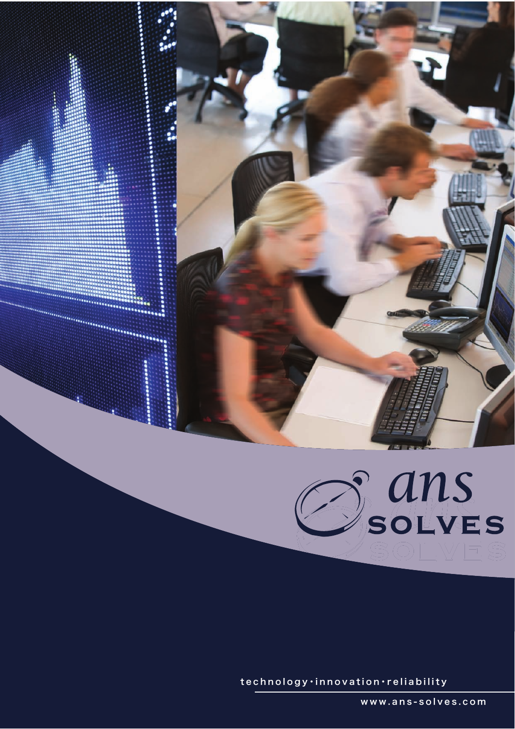# ans SOLVES

technology · innovation · reliability

www.ans-solves.com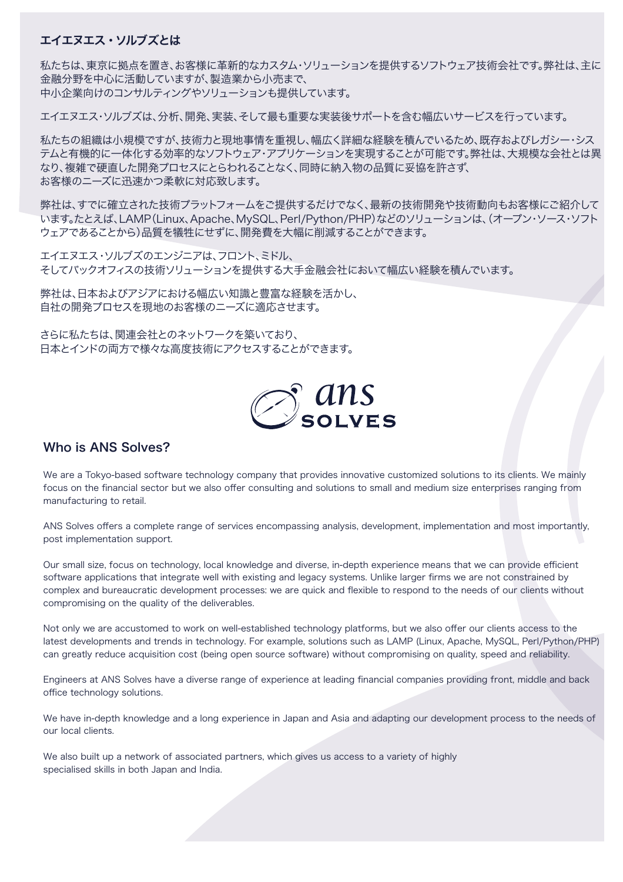## エイエヌエス・ソルブズとは

私たちは、東京に拠点を置き、お客様に革新的なカスタム・ソリューションを提供するソフトウェア技術会社です。弊社は、主に金融分野を中心に活動していますが、製造業から小売まで、
中小企業向けのコンサルティングやソリューションも提供しています。

エイエヌエス・ソルブズは、分析、開発、実装、そして最も重要な実装後サポートを含む幅広いサービスを行っています。

私たちの組織は小規模ですが、技術力と現地事情を重視し、幅広く詳細な経験を積んでいるため、既存およびレガシー・システムと有機的に一体化する効率的なソフトウェア・アプリケーションを実現することが可能です。弊社は、大規模な会社とは異なり、複雑で硬直した開発プロセスにとらわれることなく、同時に納入物の品質に妥協を許さず、
お客様のニーズに迅速かつ柔軟に対応致します。

弊社は、すでに確立された技術プラットフォームをご提供するだけでなく、最新の技術開発や技術動向もお客様にご紹介しています。たとえば、LAMP（Linux、Apache、MySQL、Perl/Python/PHP）などのソリューションは、（オープン・ソース・ソフトウェアであることから）品質を犠牲にせずに、開発費を大幅に削減することができます。

エイエヌエス・ソルブズのエンジニアは、フロント、ミドル、
そしてバックオフィスの技術ソリューションを提供する大手金融会社において幅広い経験を積んでいます。

弊社は、日本およびアジアにおける幅広い知識と豊富な経験を活かし、
自社の開発プロセスを現地のお客様のニーズに適応させます。

さらに私たちは、関連会社とのネットワークを築いており、
日本とインドの両方で様々な高度技術にアクセスすることができます。

ans SOLVES

## Who is ANS Solves?

We are a Tokyo-based software technology company that provides innovative customized solutions to its clients. We mainly focus on the financial sector but we also offer consulting and solutions to small and medium size enterprises ranging from manufacturing to retail.

ANS Solves offers a complete range of services encompassing analysis, development, implementation and most importantly, post implementation support.

Our small size, focus on technology, local knowledge and diverse, in-depth experience means that we can provide efficient software applications that integrate well with existing and legacy systems. Unlike larger firms we are not constrained by complex and bureaucratic development processes: we are quick and flexible to respond to the needs of our clients without compromising on the quality of the deliverables.

Not only we are accustomed to work on well-established technology platforms, but we also offer our clients access to the latest developments and trends in technology. For example, solutions such as LAMP (Linux, Apache, MySQL, Perl/Python/PHP) can greatly reduce acquisition cost (being open source software) without compromising on quality, speed and reliability.

Engineers at ANS Solves have a diverse range of experience at leading financial companies providing front, middle and back office technology solutions.

We have in-depth knowledge and a long experience in Japan and Asia and adapting our development process to the needs of our local clients.

We also built up a network of associated partners, which gives us access to a variety of highly specialised skills in both Japan and India.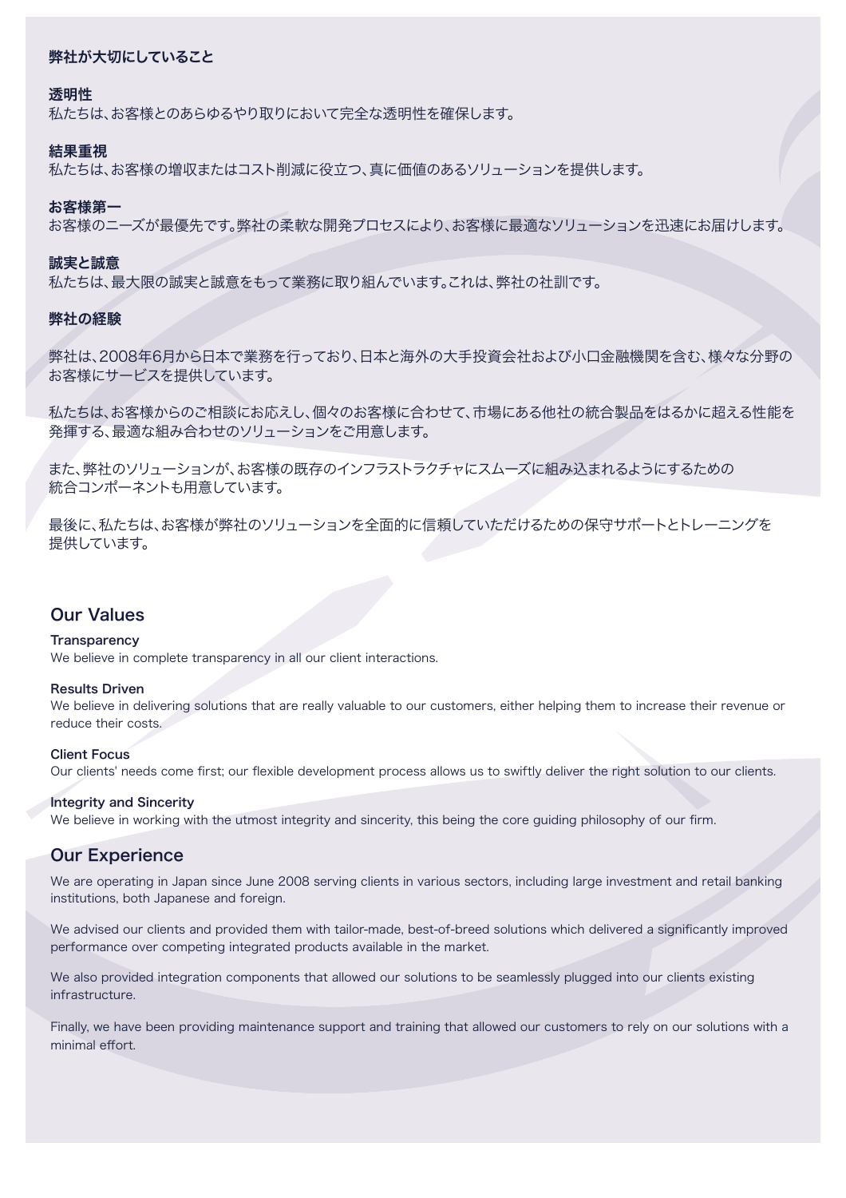## 弊社が大切にしていること

**透明性**
私たちは、お客様とのあらゆるやり取りにおいて完全な透明性を確保します。

**結果重視**
私たちは、お客様の増収またはコスト削減に役立つ、真に価値のあるソリューションを提供します。

**お客様第一**
お客様のニーズが最優先です。弊社の柔軟な開発プロセスにより、お客様に最適なソリューションを迅速にお届けします。

**誠実と誠意**
私たちは、最大限の誠実と誠意をもって業務に取り組んでいます。これは、弊社の社訓です。

## 弊社の経験

弊社は、2008年6月から日本で業務を行っており、日本と海外の大手投資会社および小口金融機関を含む、様々な分野のお客様にサービスを提供しています。

私たちは、お客様からのご相談にお応えし、個々のお客様に合わせて、市場にある他社の統合製品をはるかに超える性能を発揮する、最適な組み合わせのソリューションをご用意します。

また、弊社のソリューションが、お客様の既存のインフラストラクチャにスムーズに組み込まれるようにするための統合コンポーネントも用意しています。

最後に、私たちは、お客様が弊社のソリューションを全面的に信頼していただけるための保守サポートとトレーニングを提供しています。

## Our Values

**Transparency**
We believe in complete transparency in all our client interactions.

**Results Driven**
We believe in delivering solutions that are really valuable to our customers, either helping them to increase their revenue or reduce their costs.

**Client Focus**
Our clients' needs come first; our flexible development process allows us to swiftly deliver the right solution to our clients.

**Integrity and Sincerity**
We believe in working with the utmost integrity and sincerity, this being the core guiding philosophy of our firm.

## Our Experience

We are operating in Japan since June 2008 serving clients in various sectors, including large investment and retail banking institutions, both Japanese and foreign.

We advised our clients and provided them with tailor-made, best-of-breed solutions which delivered a significantly improved performance over competing integrated products available in the market.

We also provided integration components that allowed our solutions to be seamlessly plugged into our clients existing infrastructure.

Finally, we have been providing maintenance support and training that allowed our customers to rely on our solutions with a minimal effort.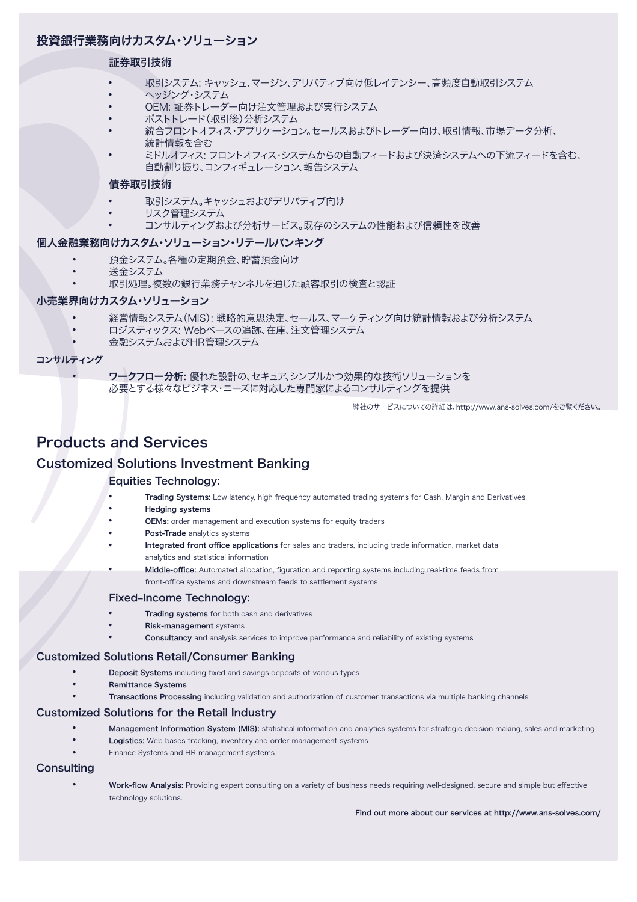## 投資銀行業務向けカスタム・ソリューション

### 証券取引技術

- 取引システム: キャッシュ、マージン、デリバティブ向け低レイテンシー、高頻度自動取引システム
- ヘッジング・システム
- OEM: 証券トレーダー向け注文管理および実行システム
- ポストトレード（取引後）分析システム
- 統合フロントオフィス・アプリケーション。セールスおよびトレーダー向け、取引情報、市場データ分析、統計情報を含む
- ミドルオフィス: フロントオフィス・システムからの自動フィードおよび決済システムへの下流フィードを含む、自動割り振り、コンフィギュレーション、報告システム

### 債券取引技術

- 取引システム。キャッシュおよびデリバティブ向け
- リスク管理システム
- コンサルティングおよび分析サービス。既存のシステムの性能および信頼性を改善

## 個人金融業務向けカスタム・ソリューション・リテールバンキング

- 預金システム。各種の定期預金、貯蓄預金向け
- 送金システム
- 取引処理。複数の銀行業務チャンネルを通じた顧客取引の検査と認証

## 小売業界向けカスタム・ソリューション

- 経営情報システム（MIS）: 戦略的意思決定、セールス、マーケティング向け統計情報および分析システム
- ロジスティックス: Webベースの追跡、在庫、注文管理システム
- 金融システムおよびHR管理システム

## コンサルティング

- **ワークフロー分析:** 優れた設計の、セキュア、シンプルかつ効果的な技術ソリューションを必要とする様々なビジネス・ニーズに対応した専門家によるコンサルティングを提供

弊社のサービスについての詳細は、http://www.ans-solves.com/をご覧ください。

# Products and Services

## Customized Solutions Investment Banking

### Equities Technology:

- **Trading Systems:** Low latency, high frequency automated trading systems for Cash, Margin and Derivatives
- **Hedging systems**
- **OEMs:** order management and execution systems for equity traders
- **Post-Trade** analytics systems
- **Integrated front office applications** for sales and traders, including trade information, market data analytics and statistical information
- **Middle-office:** Automated allocation, figuration and reporting systems including real-time feeds from front-office systems and downstream feeds to settlement systems

### Fixed–Income Technology:

- **Trading systems** for both cash and derivatives
- **Risk-management** systems
- **Consultancy** and analysis services to improve performance and reliability of existing systems

## Customized Solutions Retail/Consumer Banking

- **Deposit Systems** including fixed and savings deposits of various types
- **Remittance Systems**
- **Transactions Processing** including validation and authorization of customer transactions via multiple banking channels

## Customized Solutions for the Retail Industry

- **Management Information System (MIS):** statistical information and analytics systems for strategic decision making, sales and marketing
- **Logistics:** Web-bases tracking, inventory and order management systems
- Finance Systems and HR management systems

## Consulting

- **Work-flow Analysis:** Providing expert consulting on a variety of business needs requiring well-designed, secure and simple but effective technology solutions.

**Find out more about our services at http://www.ans-solves.com/**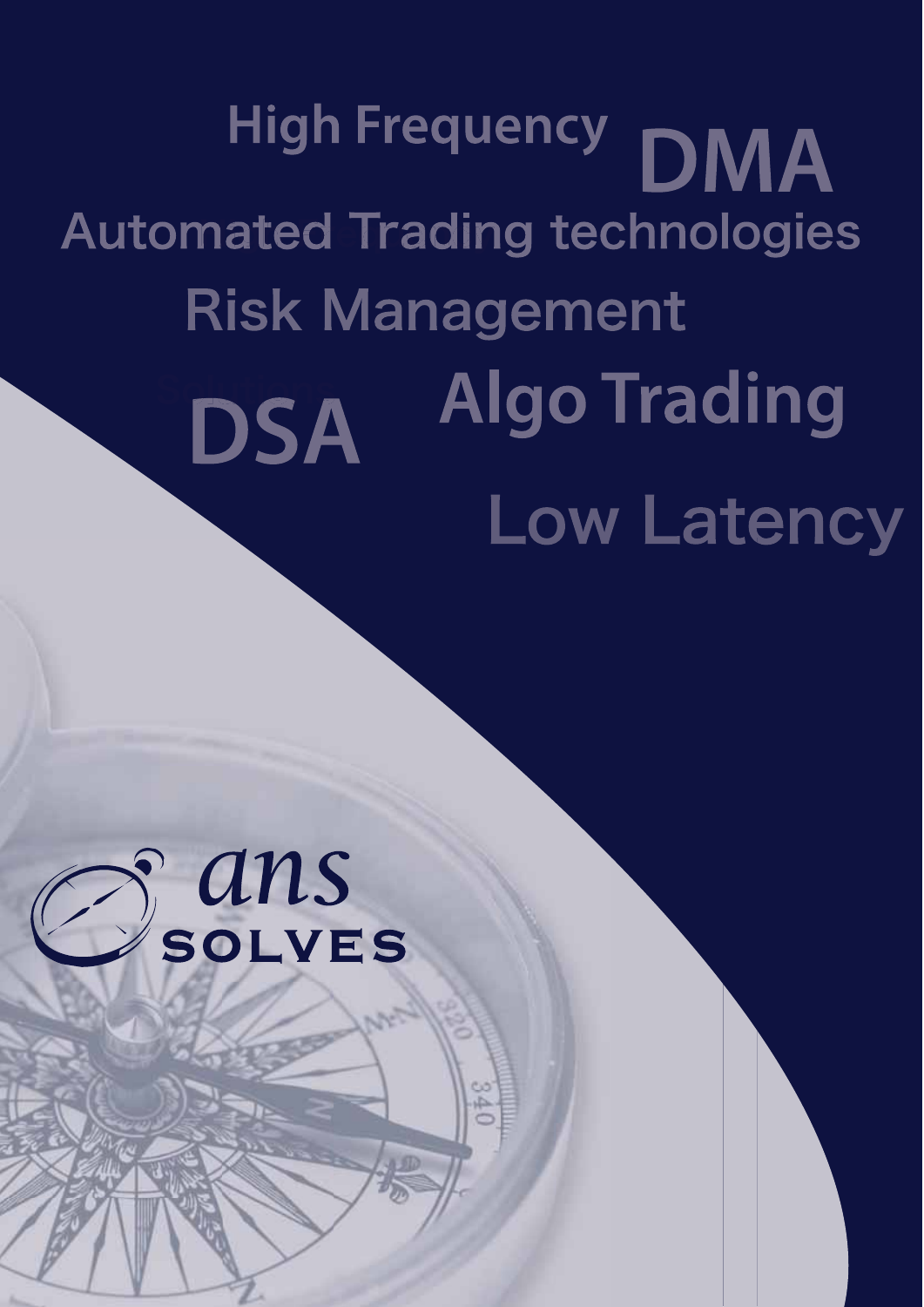High Frequency

DMA

Automated Trading technologies

Risk Management

Solutions

DSA

Algo Trading

Low Latency

*ans*
SOLVES